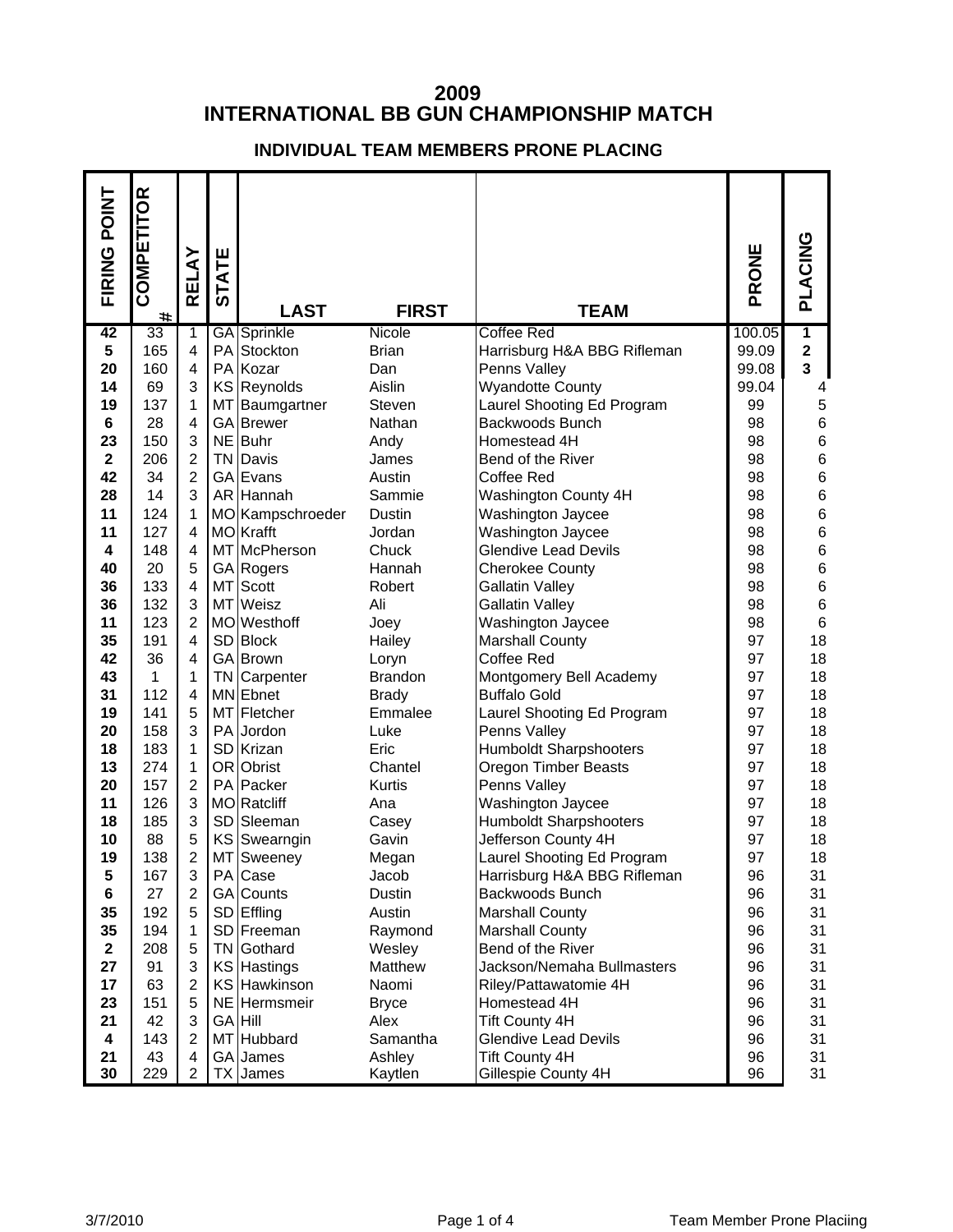# 2009
# INTERNATIONAL BB GUN CHAMPIONSHIP MATCH

## INDIVIDUAL TEAM MEMBERS PRONE PLACING

| FIRING POINT | COMPETITOR # | RELAY | STATE | LAST | FIRST | TEAM | PRONE | PLACING |
|---|---|---|---|---|---|---|---|---|
| 42 | 33 | 1 | GA | Sprinkle | Nicole | Coffee Red | 100.05 | 1 |
| 5 | 165 | 4 | PA | Stockton | Brian | Harrisburg H&A BBG Rifleman | 99.09 | 2 |
| 20 | 160 | 4 | PA | Kozar | Dan | Penns Valley | 99.08 | 3 |
| 14 | 69 | 3 | KS | Reynolds | Aislin | Wyandotte County | 99.04 | 4 |
| 19 | 137 | 1 | MT | Baumgartner | Steven | Laurel Shooting Ed Program | 99 | 5 |
| 6 | 28 | 4 | GA | Brewer | Nathan | Backwoods Bunch | 98 | 6 |
| 23 | 150 | 3 | NE | Buhr | Andy | Homestead 4H | 98 | 6 |
| 2 | 206 | 2 | TN | Davis | James | Bend of the River | 98 | 6 |
| 42 | 34 | 2 | GA | Evans | Austin | Coffee Red | 98 | 6 |
| 28 | 14 | 3 | AR | Hannah | Sammie | Washington County 4H | 98 | 6 |
| 11 | 124 | 1 | MO | Kampschroeder | Dustin | Washington Jaycee | 98 | 6 |
| 11 | 127 | 4 | MO | Krafft | Jordan | Washington Jaycee | 98 | 6 |
| 4 | 148 | 4 | MT | McPherson | Chuck | Glendive Lead Devils | 98 | 6 |
| 40 | 20 | 5 | GA | Rogers | Hannah | Cherokee County | 98 | 6 |
| 36 | 133 | 4 | MT | Scott | Robert | Gallatin Valley | 98 | 6 |
| 36 | 132 | 3 | MT | Weisz | Ali | Gallatin Valley | 98 | 6 |
| 11 | 123 | 2 | MO | Westhoff | Joey | Washington Jaycee | 98 | 6 |
| 35 | 191 | 4 | SD | Block | Hailey | Marshall County | 97 | 18 |
| 42 | 36 | 4 | GA | Brown | Loryn | Coffee Red | 97 | 18 |
| 43 | 1 | 1 | TN | Carpenter | Brandon | Montgomery Bell Academy | 97 | 18 |
| 31 | 112 | 4 | MN | Ebnet | Brady | Buffalo Gold | 97 | 18 |
| 19 | 141 | 5 | MT | Fletcher | Emmalee | Laurel Shooting Ed Program | 97 | 18 |
| 20 | 158 | 3 | PA | Jordon | Luke | Penns Valley | 97 | 18 |
| 18 | 183 | 1 | SD | Krizan | Eric | Humboldt Sharpshooters | 97 | 18 |
| 13 | 274 | 1 | OR | Obrist | Chantel | Oregon Timber Beasts | 97 | 18 |
| 20 | 157 | 2 | PA | Packer | Kurtis | Penns Valley | 97 | 18 |
| 11 | 126 | 3 | MO | Ratcliff | Ana | Washington Jaycee | 97 | 18 |
| 18 | 185 | 3 | SD | Sleeman | Casey | Humboldt Sharpshooters | 97 | 18 |
| 10 | 88 | 5 | KS | Swearngin | Gavin | Jefferson County 4H | 97 | 18 |
| 19 | 138 | 2 | MT | Sweeney | Megan | Laurel Shooting Ed Program | 97 | 18 |
| 5 | 167 | 3 | PA | Case | Jacob | Harrisburg H&A BBG Rifleman | 96 | 31 |
| 6 | 27 | 2 | GA | Counts | Dustin | Backwoods Bunch | 96 | 31 |
| 35 | 192 | 5 | SD | Effling | Austin | Marshall County | 96 | 31 |
| 35 | 194 | 1 | SD | Freeman | Raymond | Marshall County | 96 | 31 |
| 2 | 208 | 5 | TN | Gothard | Wesley | Bend of the River | 96 | 31 |
| 27 | 91 | 3 | KS | Hastings | Matthew | Jackson/Nemaha Bullmasters | 96 | 31 |
| 17 | 63 | 2 | KS | Hawkinson | Naomi | Riley/Pattawatomie 4H | 96 | 31 |
| 23 | 151 | 5 | NE | Hermsmeir | Bryce | Homestead 4H | 96 | 31 |
| 21 | 42 | 3 | GA | Hill | Alex | Tift County 4H | 96 | 31 |
| 4 | 143 | 2 | MT | Hubbard | Samantha | Glendive Lead Devils | 96 | 31 |
| 21 | 43 | 4 | GA | James | Ashley | Tift County 4H | 96 | 31 |
| 30 | 229 | 2 | TX | James | Kaytlen | Gillespie County 4H | 96 | 31 |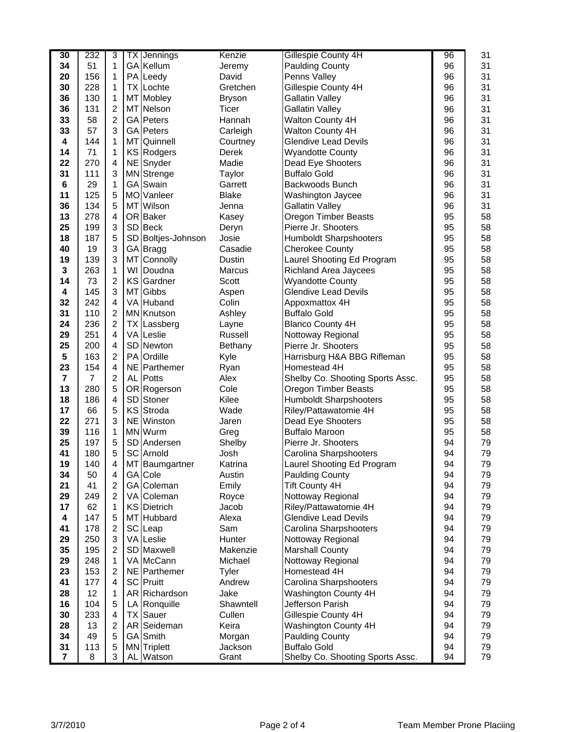| | | | | | | | | |
|---|---|---|---|---|---|---|---|---|
| **30** | 232 | 3 | TX | Jennings | Kenzie | Gillespie County 4H | 96 | 31 |
| **34** | 51 | 1 | GA | Kellum | Jeremy | Paulding County | 96 | 31 |
| **20** | 156 | 1 | PA | Leedy | David | Penns Valley | 96 | 31 |
| **30** | 228 | 1 | TX | Lochte | Gretchen | Gillespie County 4H | 96 | 31 |
| **36** | 130 | 1 | MT | Mobley | Bryson | Gallatin Valley | 96 | 31 |
| **36** | 131 | 2 | MT | Nelson | Ticer | Gallatin Valley | 96 | 31 |
| **33** | 58 | 2 | GA | Peters | Hannah | Walton County 4H | 96 | 31 |
| **33** | 57 | 3 | GA | Peters | Carleigh | Walton County 4H | 96 | 31 |
| **4** | 144 | 1 | MT | Quinnell | Courtney | Glendive Lead Devils | 96 | 31 |
| **14** | 71 | 1 | KS | Rodgers | Derek | Wyandotte County | 96 | 31 |
| **22** | 270 | 4 | NE | Snyder | Madie | Dead Eye Shooters | 96 | 31 |
| **31** | 111 | 3 | MN | Strenge | Taylor | Buffalo Gold | 96 | 31 |
| **6** | 29 | 1 | GA | Swain | Garrett | Backwoods Bunch | 96 | 31 |
| **11** | 125 | 5 | MO | Vanleer | Blake | Washington Jaycee | 96 | 31 |
| **36** | 134 | 5 | MT | Wilson | Jenna | Gallatin Valley | 96 | 31 |
| **13** | 278 | 4 | OR | Baker | Kasey | Oregon Timber Beasts | 95 | 58 |
| **25** | 199 | 3 | SD | Beck | Deryn | Pierre Jr. Shooters | 95 | 58 |
| **18** | 187 | 5 | SD | Boltjes-Johnson | Josie | Humboldt Sharpshooters | 95 | 58 |
| **40** | 19 | 3 | GA | Bragg | Casadie | Cherokee County | 95 | 58 |
| **19** | 139 | 3 | MT | Connolly | Dustin | Laurel Shooting Ed Program | 95 | 58 |
| **3** | 263 | 1 | WI | Doudna | Marcus | Richland Area Jaycees | 95 | 58 |
| **14** | 73 | 2 | KS | Gardner | Scott | Wyandotte County | 95 | 58 |
| **4** | 145 | 3 | MT | Gibbs | Aspen | Glendive Lead Devils | 95 | 58 |
| **32** | 242 | 4 | VA | Huband | Colin | Appoxmattox 4H | 95 | 58 |
| **31** | 110 | 2 | MN | Knutson | Ashley | Buffalo Gold | 95 | 58 |
| **24** | 236 | 2 | TX | Lassberg | Layne | Blanco County 4H | 95 | 58 |
| **29** | 251 | 4 | VA | Leslie | Russell | Nottoway Regional | 95 | 58 |
| **25** | 200 | 4 | SD | Newton | Bethany | Pierre Jr. Shooters | 95 | 58 |
| **5** | 163 | 2 | PA | Ordille | Kyle | Harrisburg H&A BBG Rifleman | 95 | 58 |
| **23** | 154 | 4 | NE | Parthemer | Ryan | Homestead 4H | 95 | 58 |
| **7** | 7 | 2 | AL | Potts | Alex | Shelby Co. Shooting Sports Assc. | 95 | 58 |
| **13** | 280 | 5 | OR | Rogerson | Cole | Oregon Timber Beasts | 95 | 58 |
| **18** | 186 | 4 | SD | Stoner | Kilee | Humboldt Sharpshooters | 95 | 58 |
| **17** | 66 | 5 | KS | Stroda | Wade | Riley/Pattawatomie 4H | 95 | 58 |
| **22** | 271 | 3 | NE | Winston | Jaren | Dead Eye Shooters | 95 | 58 |
| **39** | 116 | 1 | MN | Wurm | Greg | Buffalo Maroon | 95 | 58 |
| **25** | 197 | 5 | SD | Andersen | Shelby | Pierre Jr. Shooters | 94 | 79 |
| **41** | 180 | 5 | SC | Arnold | Josh | Carolina Sharpshooters | 94 | 79 |
| **19** | 140 | 4 | MT | Baumgartner | Katrina | Laurel Shooting Ed Program | 94 | 79 |
| **34** | 50 | 4 | GA | Cole | Austin | Paulding County | 94 | 79 |
| **21** | 41 | 2 | GA | Coleman | Emily | Tift County 4H | 94 | 79 |
| **29** | 249 | 2 | VA | Coleman | Royce | Nottoway Regional | 94 | 79 |
| **17** | 62 | 1 | KS | Dietrich | Jacob | Riley/Pattawatomie 4H | 94 | 79 |
| **4** | 147 | 5 | MT | Hubbard | Alexa | Glendive Lead Devils | 94 | 79 |
| **41** | 178 | 2 | SC | Leap | Sam | Carolina Sharpshooters | 94 | 79 |
| **29** | 250 | 3 | VA | Leslie | Hunter | Nottoway Regional | 94 | 79 |
| **35** | 195 | 2 | SD | Maxwell | Makenzie | Marshall County | 94 | 79 |
| **29** | 248 | 1 | VA | McCann | Michael | Nottoway Regional | 94 | 79 |
| **23** | 153 | 2 | NE | Parthemer | Tyler | Homestead 4H | 94 | 79 |
| **41** | 177 | 4 | SC | Pruitt | Andrew | Carolina Sharpshooters | 94 | 79 |
| **28** | 12 | 1 | AR | Richardson | Jake | Washington County 4H | 94 | 79 |
| **16** | 104 | 5 | LA | Ronquille | Shawntell | Jefferson Parish | 94 | 79 |
| **30** | 233 | 4 | TX | Sauer | Cullen | Gillespie County 4H | 94 | 79 |
| **28** | 13 | 2 | AR | Seideman | Keira | Washington County 4H | 94 | 79 |
| **34** | 49 | 5 | GA | Smith | Morgan | Paulding County | 94 | 79 |
| **31** | 113 | 5 | MN | Triplett | Jackson | Buffalo Gold | 94 | 79 |
| **7** | 8 | 3 | AL | Watson | Grant | Shelby Co. Shooting Sports Assc. | 94 | 79 |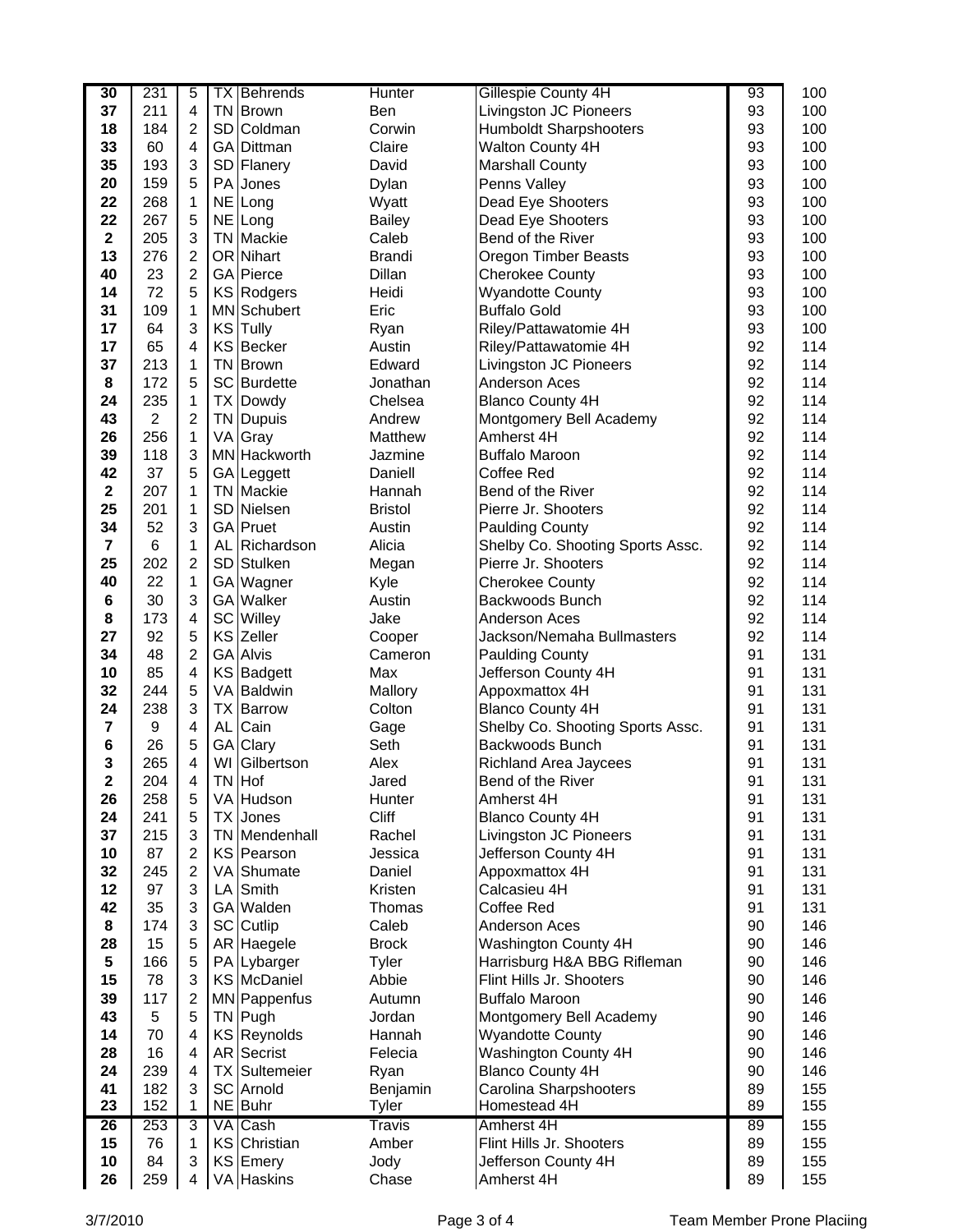| | | | | | | | | |
|---|---|---|---|---|---|---|---|---|
| 30 | 231 | 5 | TX | Behrends | Hunter | Gillespie County 4H | 93 | 100 |
| 37 | 211 | 4 | TN | Brown | Ben | Livingston JC Pioneers | 93 | 100 |
| 18 | 184 | 2 | SD | Coldman | Corwin | Humboldt Sharpshooters | 93 | 100 |
| 33 | 60 | 4 | GA | Dittman | Claire | Walton County 4H | 93 | 100 |
| 35 | 193 | 3 | SD | Flanery | David | Marshall County | 93 | 100 |
| 20 | 159 | 5 | PA | Jones | Dylan | Penns Valley | 93 | 100 |
| 22 | 268 | 1 | NE | Long | Wyatt | Dead Eye Shooters | 93 | 100 |
| 22 | 267 | 5 | NE | Long | Bailey | Dead Eye Shooters | 93 | 100 |
| 2 | 205 | 3 | TN | Mackie | Caleb | Bend of the River | 93 | 100 |
| 13 | 276 | 2 | OR | Nihart | Brandi | Oregon Timber Beasts | 93 | 100 |
| 40 | 23 | 2 | GA | Pierce | Dillan | Cherokee County | 93 | 100 |
| 14 | 72 | 5 | KS | Rodgers | Heidi | Wyandotte County | 93 | 100 |
| 31 | 109 | 1 | MN | Schubert | Eric | Buffalo Gold | 93 | 100 |
| 17 | 64 | 3 | KS | Tully | Ryan | Riley/Pattawatomie 4H | 93 | 100 |
| 17 | 65 | 4 | KS | Becker | Austin | Riley/Pattawatomie 4H | 92 | 114 |
| 37 | 213 | 1 | TN | Brown | Edward | Livingston JC Pioneers | 92 | 114 |
| 8 | 172 | 5 | SC | Burdette | Jonathan | Anderson Aces | 92 | 114 |
| 24 | 235 | 1 | TX | Dowdy | Chelsea | Blanco County 4H | 92 | 114 |
| 43 | 2 | 2 | TN | Dupuis | Andrew | Montgomery Bell Academy | 92 | 114 |
| 26 | 256 | 1 | VA | Gray | Matthew | Amherst 4H | 92 | 114 |
| 39 | 118 | 3 | MN | Hackworth | Jazmine | Buffalo Maroon | 92 | 114 |
| 42 | 37 | 5 | GA | Leggett | Daniell | Coffee Red | 92 | 114 |
| 2 | 207 | 1 | TN | Mackie | Hannah | Bend of the River | 92 | 114 |
| 25 | 201 | 1 | SD | Nielsen | Bristol | Pierre Jr. Shooters | 92 | 114 |
| 34 | 52 | 3 | GA | Pruet | Austin | Paulding County | 92 | 114 |
| 7 | 6 | 1 | AL | Richardson | Alicia | Shelby Co. Shooting Sports Assc. | 92 | 114 |
| 25 | 202 | 2 | SD | Stulken | Megan | Pierre Jr. Shooters | 92 | 114 |
| 40 | 22 | 1 | GA | Wagner | Kyle | Cherokee County | 92 | 114 |
| 6 | 30 | 3 | GA | Walker | Austin | Backwoods Bunch | 92 | 114 |
| 8 | 173 | 4 | SC | Willey | Jake | Anderson Aces | 92 | 114 |
| 27 | 92 | 5 | KS | Zeller | Cooper | Jackson/Nemaha Bullmasters | 92 | 114 |
| 34 | 48 | 2 | GA | Alvis | Cameron | Paulding County | 91 | 131 |
| 10 | 85 | 4 | KS | Badgett | Max | Jefferson County 4H | 91 | 131 |
| 32 | 244 | 5 | VA | Baldwin | Mallory | Appoxmattox 4H | 91 | 131 |
| 24 | 238 | 3 | TX | Barrow | Colton | Blanco County 4H | 91 | 131 |
| 7 | 9 | 4 | AL | Cain | Gage | Shelby Co. Shooting Sports Assc. | 91 | 131 |
| 6 | 26 | 5 | GA | Clary | Seth | Backwoods Bunch | 91 | 131 |
| 3 | 265 | 4 | WI | Gilbertson | Alex | Richland Area Jaycees | 91 | 131 |
| 2 | 204 | 4 | TN | Hof | Jared | Bend of the River | 91 | 131 |
| 26 | 258 | 5 | VA | Hudson | Hunter | Amherst 4H | 91 | 131 |
| 24 | 241 | 5 | TX | Jones | Cliff | Blanco County 4H | 91 | 131 |
| 37 | 215 | 3 | TN | Mendenhall | Rachel | Livingston JC Pioneers | 91 | 131 |
| 10 | 87 | 2 | KS | Pearson | Jessica | Jefferson County 4H | 91 | 131 |
| 32 | 245 | 2 | VA | Shumate | Daniel | Appoxmattox 4H | 91 | 131 |
| 12 | 97 | 3 | LA | Smith | Kristen | Calcasieu 4H | 91 | 131 |
| 42 | 35 | 3 | GA | Walden | Thomas | Coffee Red | 91 | 131 |
| 8 | 174 | 3 | SC | Cutlip | Caleb | Anderson Aces | 90 | 146 |
| 28 | 15 | 5 | AR | Haegele | Brock | Washington County 4H | 90 | 146 |
| 5 | 166 | 5 | PA | Lybarger | Tyler | Harrisburg H&A BBG Rifleman | 90 | 146 |
| 15 | 78 | 3 | KS | McDaniel | Abbie | Flint Hills Jr. Shooters | 90 | 146 |
| 39 | 117 | 2 | MN | Pappenfus | Autumn | Buffalo Maroon | 90 | 146 |
| 43 | 5 | 5 | TN | Pugh | Jordan | Montgomery Bell Academy | 90 | 146 |
| 14 | 70 | 4 | KS | Reynolds | Hannah | Wyandotte County | 90 | 146 |
| 28 | 16 | 4 | AR | Secrist | Felecia | Washington County 4H | 90 | 146 |
| 24 | 239 | 4 | TX | Sultemeier | Ryan | Blanco County 4H | 90 | 146 |
| 41 | 182 | 3 | SC | Arnold | Benjamin | Carolina Sharpshooters | 89 | 155 |
| 23 | 152 | 1 | NE | Buhr | Tyler | Homestead 4H | 89 | 155 |
| 26 | 253 | 3 | VA | Cash | Travis | Amherst 4H | 89 | 155 |
| 15 | 76 | 1 | KS | Christian | Amber | Flint Hills Jr. Shooters | 89 | 155 |
| 10 | 84 | 3 | KS | Emery | Jody | Jefferson County 4H | 89 | 155 |
| 26 | 259 | 4 | VA | Haskins | Chase | Amherst 4H | 89 | 155 |

3/7/2010 Team Member Prone Placiing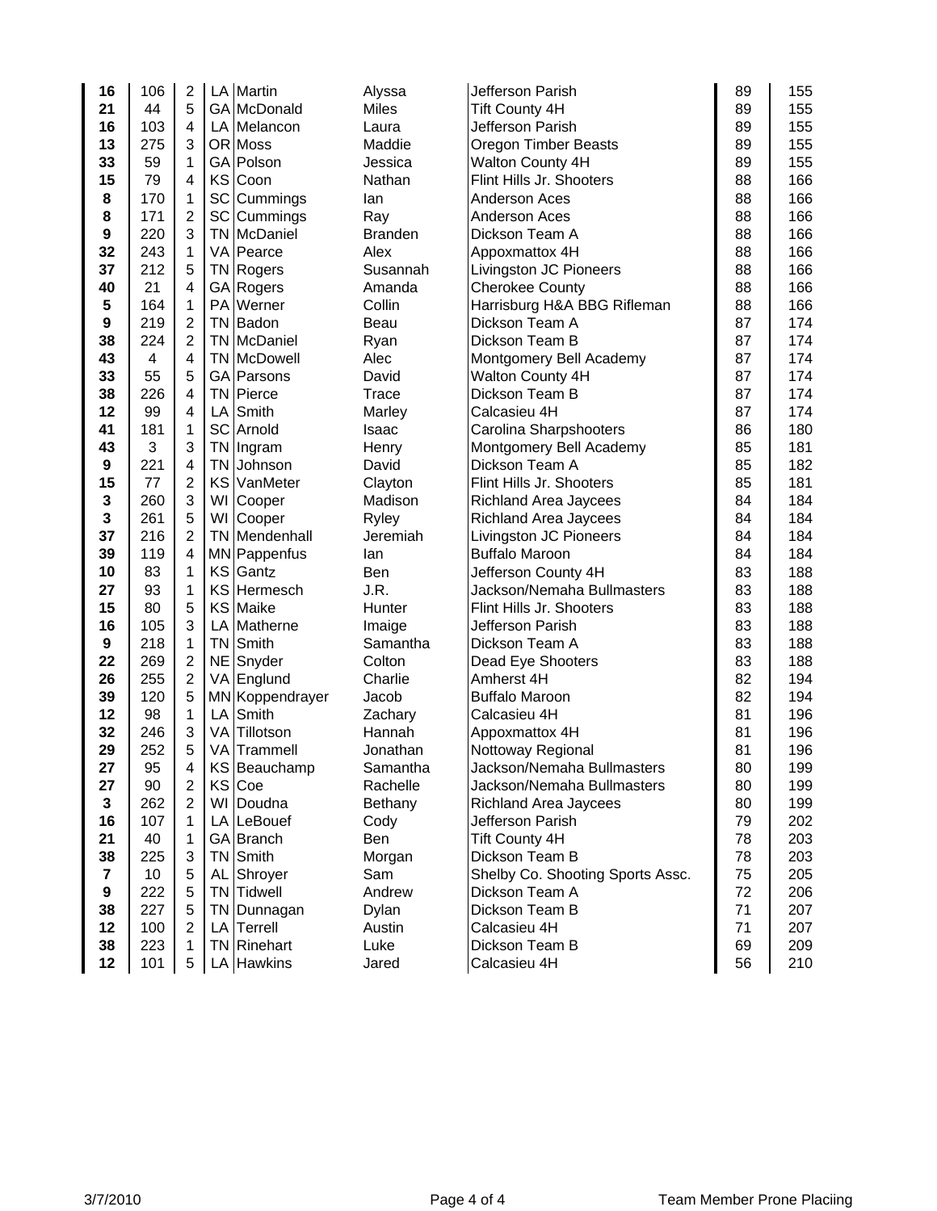| | | | | | | | | |
|---|---|---|---|---|---|---|---|---|
| **16** | 106 | 2 | LA | Martin | Alyssa | Jefferson Parish | 89 | 155 |
| **21** | 44 | 5 | GA | McDonald | Miles | Tift County 4H | 89 | 155 |
| **16** | 103 | 4 | LA | Melancon | Laura | Jefferson Parish | 89 | 155 |
| **13** | 275 | 3 | OR | Moss | Maddie | Oregon Timber Beasts | 89 | 155 |
| **33** | 59 | 1 | GA | Polson | Jessica | Walton County 4H | 89 | 155 |
| **15** | 79 | 4 | KS | Coon | Nathan | Flint Hills Jr. Shooters | 88 | 166 |
| **8** | 170 | 1 | SC | Cummings | Ian | Anderson Aces | 88 | 166 |
| **8** | 171 | 2 | SC | Cummings | Ray | Anderson Aces | 88 | 166 |
| **9** | 220 | 3 | TN | McDaniel | Branden | Dickson Team A | 88 | 166 |
| **32** | 243 | 1 | VA | Pearce | Alex | Appoxmattox 4H | 88 | 166 |
| **37** | 212 | 5 | TN | Rogers | Susannah | Livingston JC Pioneers | 88 | 166 |
| **40** | 21 | 4 | GA | Rogers | Amanda | Cherokee County | 88 | 166 |
| **5** | 164 | 1 | PA | Werner | Collin | Harrisburg H&A BBG Rifleman | 88 | 166 |
| **9** | 219 | 2 | TN | Badon | Beau | Dickson Team A | 87 | 174 |
| **38** | 224 | 2 | TN | McDaniel | Ryan | Dickson Team B | 87 | 174 |
| **43** | 4 | 4 | TN | McDowell | Alec | Montgomery Bell Academy | 87 | 174 |
| **33** | 55 | 5 | GA | Parsons | David | Walton County 4H | 87 | 174 |
| **38** | 226 | 4 | TN | Pierce | Trace | Dickson Team B | 87 | 174 |
| **12** | 99 | 4 | LA | Smith | Marley | Calcasieu 4H | 87 | 174 |
| **41** | 181 | 1 | SC | Arnold | Isaac | Carolina Sharpshooters | 86 | 180 |
| **43** | 3 | 3 | TN | Ingram | Henry | Montgomery Bell Academy | 85 | 181 |
| **9** | 221 | 4 | TN | Johnson | David | Dickson Team A | 85 | 182 |
| **15** | 77 | 2 | KS | VanMeter | Clayton | Flint Hills Jr. Shooters | 85 | 181 |
| **3** | 260 | 3 | WI | Cooper | Madison | Richland Area Jaycees | 84 | 184 |
| **3** | 261 | 5 | WI | Cooper | Ryley | Richland Area Jaycees | 84 | 184 |
| **37** | 216 | 2 | TN | Mendenhall | Jeremiah | Livingston JC Pioneers | 84 | 184 |
| **39** | 119 | 4 | MN | Pappenfus | Ian | Buffalo Maroon | 84 | 184 |
| **10** | 83 | 1 | KS | Gantz | Ben | Jefferson County 4H | 83 | 188 |
| **27** | 93 | 1 | KS | Hermesch | J.R. | Jackson/Nemaha Bullmasters | 83 | 188 |
| **15** | 80 | 5 | KS | Maike | Hunter | Flint Hills Jr. Shooters | 83 | 188 |
| **16** | 105 | 3 | LA | Matherne | Imaige | Jefferson Parish | 83 | 188 |
| **9** | 218 | 1 | TN | Smith | Samantha | Dickson Team A | 83 | 188 |
| **22** | 269 | 2 | NE | Snyder | Colton | Dead Eye Shooters | 83 | 188 |
| **26** | 255 | 2 | VA | Englund | Charlie | Amherst 4H | 82 | 194 |
| **39** | 120 | 5 | MN | Koppendrayer | Jacob | Buffalo Maroon | 82 | 194 |
| **12** | 98 | 1 | LA | Smith | Zachary | Calcasieu 4H | 81 | 196 |
| **32** | 246 | 3 | VA | Tillotson | Hannah | Appoxmattox 4H | 81 | 196 |
| **29** | 252 | 5 | VA | Trammell | Jonathan | Nottoway Regional | 81 | 196 |
| **27** | 95 | 4 | KS | Beauchamp | Samantha | Jackson/Nemaha Bullmasters | 80 | 199 |
| **27** | 90 | 2 | KS | Coe | Rachelle | Jackson/Nemaha Bullmasters | 80 | 199 |
| **3** | 262 | 2 | WI | Doudna | Bethany | Richland Area Jaycees | 80 | 199 |
| **16** | 107 | 1 | LA | LeBouef | Cody | Jefferson Parish | 79 | 202 |
| **21** | 40 | 1 | GA | Branch | Ben | Tift County 4H | 78 | 203 |
| **38** | 225 | 3 | TN | Smith | Morgan | Dickson Team B | 78 | 203 |
| **7** | 10 | 5 | AL | Shroyer | Sam | Shelby Co. Shooting Sports Assc. | 75 | 205 |
| **9** | 222 | 5 | TN | Tidwell | Andrew | Dickson Team A | 72 | 206 |
| **38** | 227 | 5 | TN | Dunnagan | Dylan | Dickson Team B | 71 | 207 |
| **12** | 100 | 2 | LA | Terrell | Austin | Calcasieu 4H | 71 | 207 |
| **38** | 223 | 1 | TN | Rinehart | Luke | Dickson Team B | 69 | 209 |
| **12** | 101 | 5 | LA | Hawkins | Jared | Calcasieu 4H | 56 | 210 |

3/7/2010 Team Member Prone Placiing